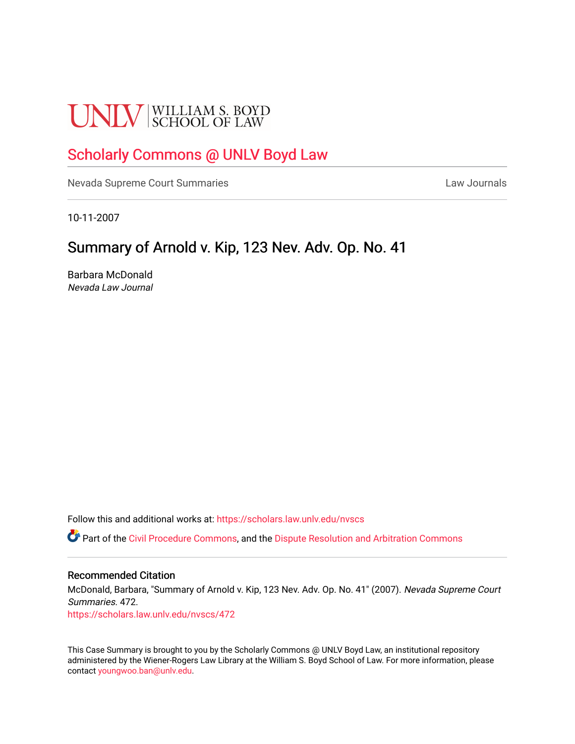UNLV | WILLIAM S. BOYD SCHOOL OF LAW

## Scholarly Commons @ UNLV Boyd Law

Nevada Supreme Court Summaries | Law Journals

10-11-2007

# Summary of Arnold v. Kip, 123 Nev. Adv. Op. No. 41

Barbara McDonald
*Nevada Law Journal*

Follow this and additional works at: https://scholars.law.unlv.edu/nvscs

Part of the Civil Procedure Commons, and the Dispute Resolution and Arbitration Commons

### Recommended Citation

McDonald, Barbara, "Summary of Arnold v. Kip, 123 Nev. Adv. Op. No. 41" (2007). *Nevada Supreme Court Summaries*. 472.
https://scholars.law.unlv.edu/nvscs/472

This Case Summary is brought to you by the Scholarly Commons @ UNLV Boyd Law, an institutional repository administered by the Wiener-Rogers Law Library at the William S. Boyd School of Law. For more information, please contact youngwoo.ban@unlv.edu.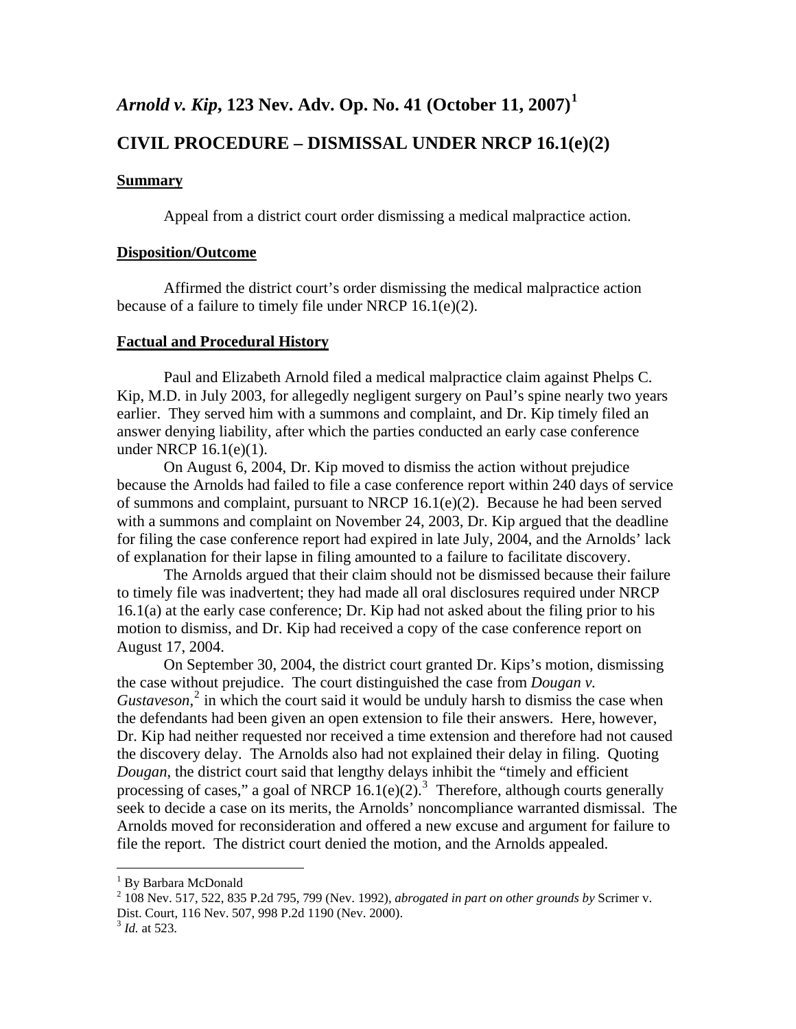# *Arnold v. Kip*, 123 Nev. Adv. Op. No. 41 (October 11, 2007)[1]

## CIVIL PROCEDURE – DISMISSAL UNDER NRCP 16.1(e)(2)

### Summary

Appeal from a district court order dismissing a medical malpractice action.

### Disposition/Outcome

Affirmed the district court's order dismissing the medical malpractice action because of a failure to timely file under NRCP 16.1(e)(2).

### Factual and Procedural History

Paul and Elizabeth Arnold filed a medical malpractice claim against Phelps C. Kip, M.D. in July 2003, for allegedly negligent surgery on Paul's spine nearly two years earlier. They served him with a summons and complaint, and Dr. Kip timely filed an answer denying liability, after which the parties conducted an early case conference under NRCP 16.1(e)(1).

On August 6, 2004, Dr. Kip moved to dismiss the action without prejudice because the Arnolds had failed to file a case conference report within 240 days of service of summons and complaint, pursuant to NRCP 16.1(e)(2). Because he had been served with a summons and complaint on November 24, 2003, Dr. Kip argued that the deadline for filing the case conference report had expired in late July, 2004, and the Arnolds' lack of explanation for their lapse in filing amounted to a failure to facilitate discovery.

The Arnolds argued that their claim should not be dismissed because their failure to timely file was inadvertent; they had made all oral disclosures required under NRCP 16.1(a) at the early case conference; Dr. Kip had not asked about the filing prior to his motion to dismiss, and Dr. Kip had received a copy of the case conference report on August 17, 2004.

On September 30, 2004, the district court granted Dr. Kips's motion, dismissing the case without prejudice. The court distinguished the case from *Dougan v. Gustaveson*,[2] in which the court said it would be unduly harsh to dismiss the case when the defendants had been given an open extension to file their answers. Here, however, Dr. Kip had neither requested nor received a time extension and therefore had not caused the discovery delay. The Arnolds also had not explained their delay in filing. Quoting *Dougan*, the district court said that lengthy delays inhibit the "timely and efficient processing of cases," a goal of NRCP 16.1(e)(2).[3] Therefore, although courts generally seek to decide a case on its merits, the Arnolds' noncompliance warranted dismissal. The Arnolds moved for reconsideration and offered a new excuse and argument for failure to file the report. The district court denied the motion, and the Arnolds appealed.

---

[1] By Barbara McDonald

[2] 108 Nev. 517, 522, 835 P.2d 795, 799 (Nev. 1992), *abrogated in part on other grounds by* Scrimer v. Dist. Court, 116 Nev. 507, 998 P.2d 1190 (Nev. 2000).

[3] *Id.* at 523.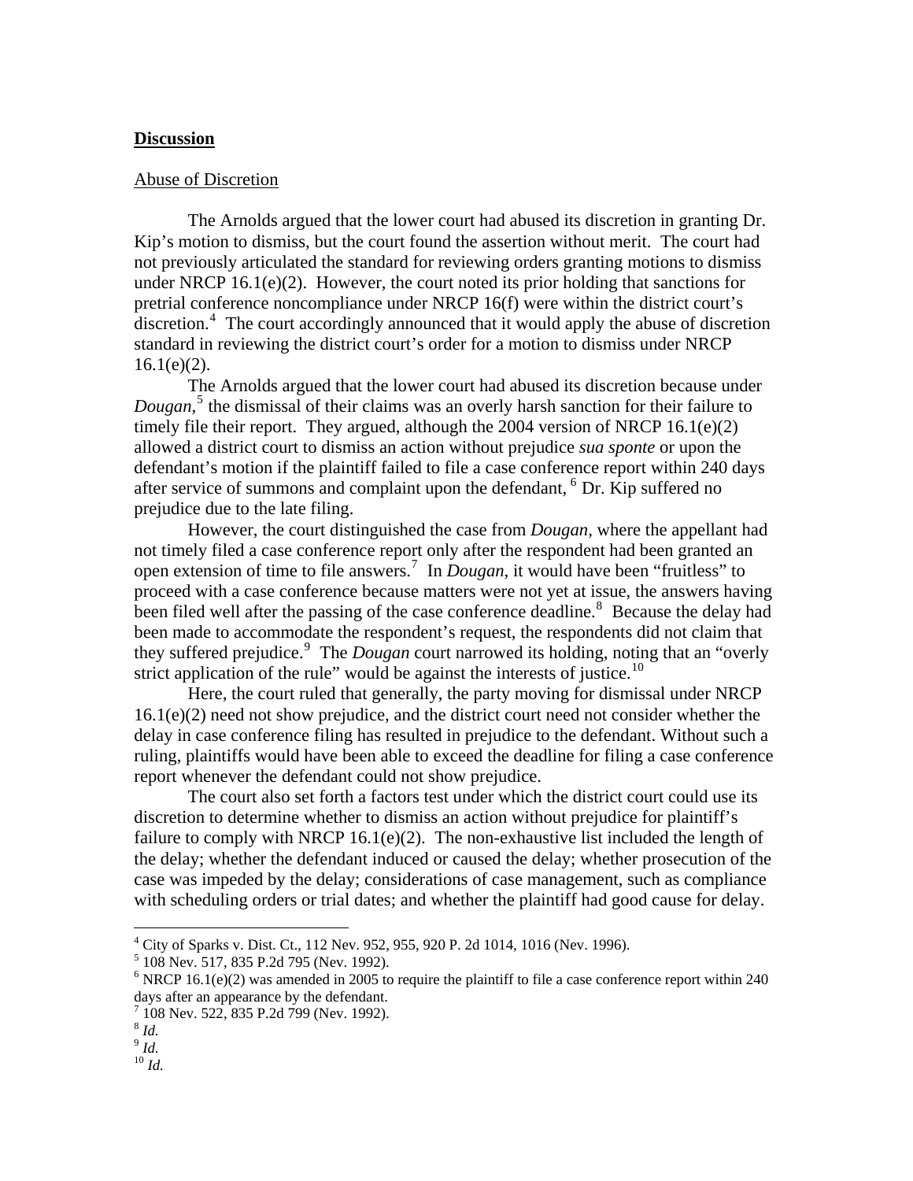**Discussion**

Abuse of Discretion

The Arnolds argued that the lower court had abused its discretion in granting Dr. Kip's motion to dismiss, but the court found the assertion without merit. The court had not previously articulated the standard for reviewing orders granting motions to dismiss under NRCP 16.1(e)(2). However, the court noted its prior holding that sanctions for pretrial conference noncompliance under NRCP 16(f) were within the district court's discretion.[4] The court accordingly announced that it would apply the abuse of discretion standard in reviewing the district court's order for a motion to dismiss under NRCP 16.1(e)(2).

The Arnolds argued that the lower court had abused its discretion because under *Dougan*,[5] the dismissal of their claims was an overly harsh sanction for their failure to timely file their report. They argued, although the 2004 version of NRCP 16.1(e)(2) allowed a district court to dismiss an action without prejudice *sua sponte* or upon the defendant's motion if the plaintiff failed to file a case conference report within 240 days after service of summons and complaint upon the defendant, [6] Dr. Kip suffered no prejudice due to the late filing.

However, the court distinguished the case from *Dougan*, where the appellant had not timely filed a case conference report only after the respondent had been granted an open extension of time to file answers.[7] In *Dougan*, it would have been "fruitless" to proceed with a case conference because matters were not yet at issue, the answers having been filed well after the passing of the case conference deadline.[8] Because the delay had been made to accommodate the respondent's request, the respondents did not claim that they suffered prejudice.[9] The *Dougan* court narrowed its holding, noting that an "overly strict application of the rule" would be against the interests of justice.[10]

Here, the court ruled that generally, the party moving for dismissal under NRCP 16.1(e)(2) need not show prejudice, and the district court need not consider whether the delay in case conference filing has resulted in prejudice to the defendant. Without such a ruling, plaintiffs would have been able to exceed the deadline for filing a case conference report whenever the defendant could not show prejudice.

The court also set forth a factors test under which the district court could use its discretion to determine whether to dismiss an action without prejudice for plaintiff's failure to comply with NRCP 16.1(e)(2). The non-exhaustive list included the length of the delay; whether the defendant induced or caused the delay; whether prosecution of the case was impeded by the delay; considerations of case management, such as compliance with scheduling orders or trial dates; and whether the plaintiff had good cause for delay.

---

[4] City of Sparks v. Dist. Ct., 112 Nev. 952, 955, 920 P. 2d 1014, 1016 (Nev. 1996).
[5] 108 Nev. 517, 835 P.2d 795 (Nev. 1992).
[6] NRCP 16.1(e)(2) was amended in 2005 to require the plaintiff to file a case conference report within 240 days after an appearance by the defendant.
[7] 108 Nev. 522, 835 P.2d 799 (Nev. 1992).
[8] *Id.*
[9] *Id.*
[10] *Id.*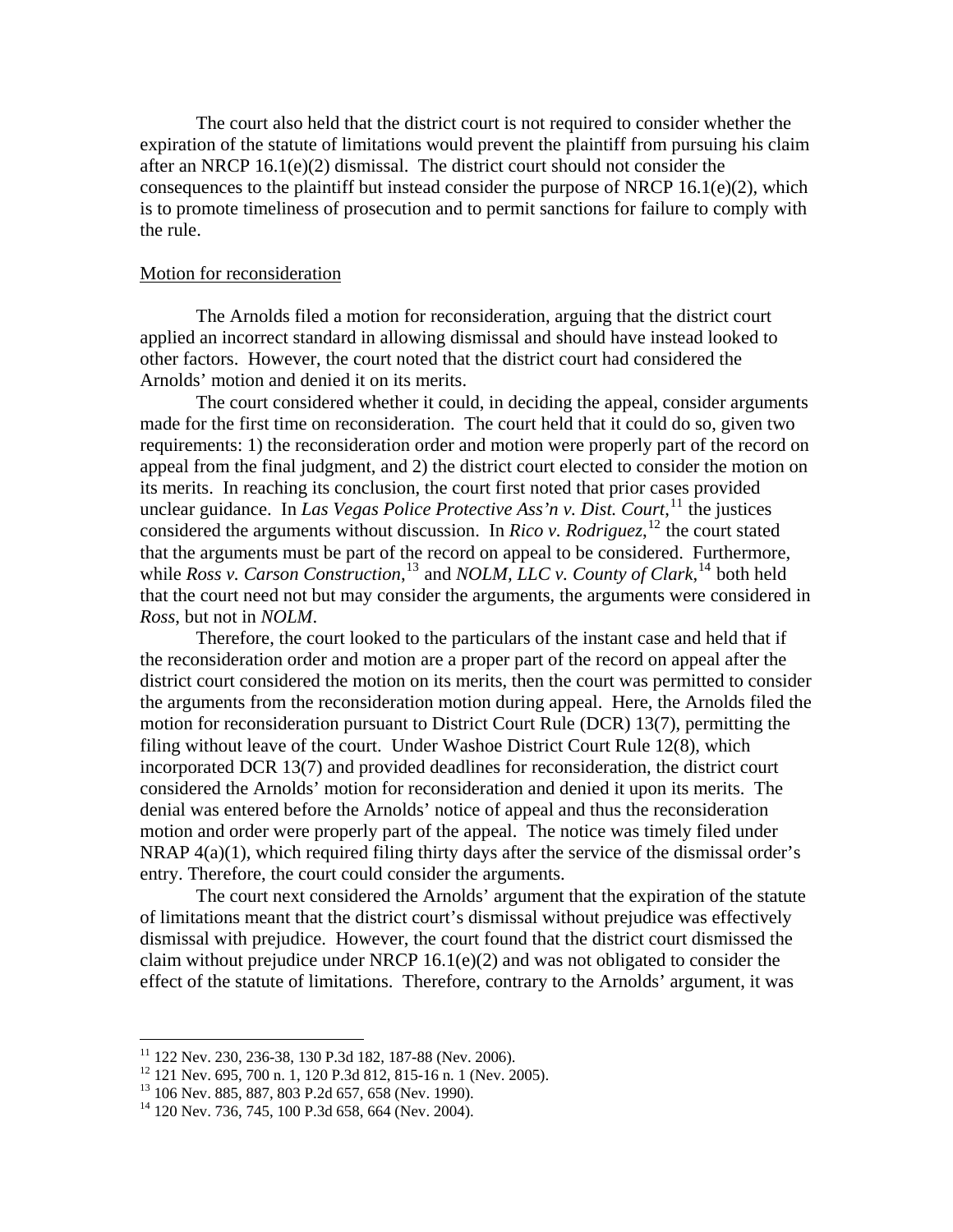The court also held that the district court is not required to consider whether the expiration of the statute of limitations would prevent the plaintiff from pursuing his claim after an NRCP 16.1(e)(2) dismissal. The district court should not consider the consequences to the plaintiff but instead consider the purpose of NRCP 16.1(e)(2), which is to promote timeliness of prosecution and to permit sanctions for failure to comply with the rule.

<u>Motion for reconsideration</u>

The Arnolds filed a motion for reconsideration, arguing that the district court applied an incorrect standard in allowing dismissal and should have instead looked to other factors. However, the court noted that the district court had considered the Arnolds' motion and denied it on its merits.

The court considered whether it could, in deciding the appeal, consider arguments made for the first time on reconsideration. The court held that it could do so, given two requirements: 1) the reconsideration order and motion were properly part of the record on appeal from the final judgment, and 2) the district court elected to consider the motion on its merits. In reaching its conclusion, the court first noted that prior cases provided unclear guidance. In *Las Vegas Police Protective Ass'n v. Dist. Court*,[11] the justices considered the arguments without discussion. In *Rico v. Rodriguez*,[12] the court stated that the arguments must be part of the record on appeal to be considered. Furthermore, while *Ross v. Carson Construction*,[13] and *NOLM, LLC v. County of Clark*,[14] both held that the court need not but may consider the arguments, the arguments were considered in *Ross*, but not in *NOLM*.

Therefore, the court looked to the particulars of the instant case and held that if the reconsideration order and motion are a proper part of the record on appeal after the district court considered the motion on its merits, then the court was permitted to consider the arguments from the reconsideration motion during appeal. Here, the Arnolds filed the motion for reconsideration pursuant to District Court Rule (DCR) 13(7), permitting the filing without leave of the court. Under Washoe District Court Rule 12(8), which incorporated DCR 13(7) and provided deadlines for reconsideration, the district court considered the Arnolds' motion for reconsideration and denied it upon its merits. The denial was entered before the Arnolds' notice of appeal and thus the reconsideration motion and order were properly part of the appeal. The notice was timely filed under NRAP 4(a)(1), which required filing thirty days after the service of the dismissal order's entry. Therefore, the court could consider the arguments.

The court next considered the Arnolds' argument that the expiration of the statute of limitations meant that the district court's dismissal without prejudice was effectively dismissal with prejudice. However, the court found that the district court dismissed the claim without prejudice under NRCP 16.1(e)(2) and was not obligated to consider the effect of the statute of limitations. Therefore, contrary to the Arnolds' argument, it was

---

[11] 122 Nev. 230, 236-38, 130 P.3d 182, 187-88 (Nev. 2006).

[12] 121 Nev. 695, 700 n. 1, 120 P.3d 812, 815-16 n. 1 (Nev. 2005).

[13] 106 Nev. 885, 887, 803 P.2d 657, 658 (Nev. 1990).

[14] 120 Nev. 736, 745, 100 P.3d 658, 664 (Nev. 2004).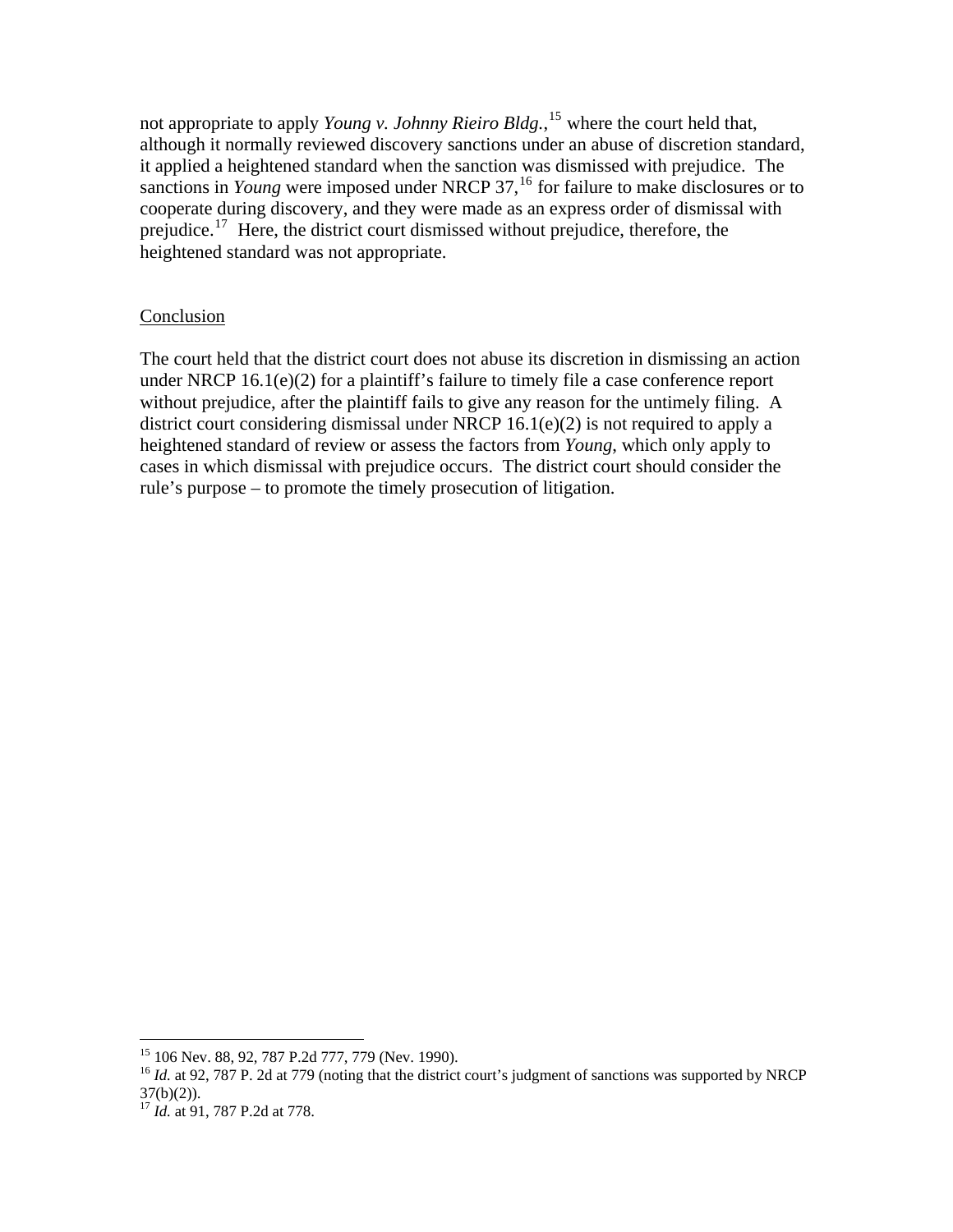not appropriate to apply *Young v. Johnny Rieiro Bldg.*,[15] where the court held that, although it normally reviewed discovery sanctions under an abuse of discretion standard, it applied a heightened standard when the sanction was dismissed with prejudice. The sanctions in *Young* were imposed under NRCP 37,[16] for failure to make disclosures or to cooperate during discovery, and they were made as an express order of dismissal with prejudice.[17] Here, the district court dismissed without prejudice, therefore, the heightened standard was not appropriate.

<u>Conclusion</u>

The court held that the district court does not abuse its discretion in dismissing an action under NRCP 16.1(e)(2) for a plaintiff's failure to timely file a case conference report without prejudice, after the plaintiff fails to give any reason for the untimely filing. A district court considering dismissal under NRCP 16.1(e)(2) is not required to apply a heightened standard of review or assess the factors from *Young*, which only apply to cases in which dismissal with prejudice occurs. The district court should consider the rule's purpose – to promote the timely prosecution of litigation.

---

[15] 106 Nev. 88, 92, 787 P.2d 777, 779 (Nev. 1990).

[16] *Id.* at 92, 787 P. 2d at 779 (noting that the district court's judgment of sanctions was supported by NRCP 37(b)(2)).

[17] *Id.* at 91, 787 P.2d at 778.